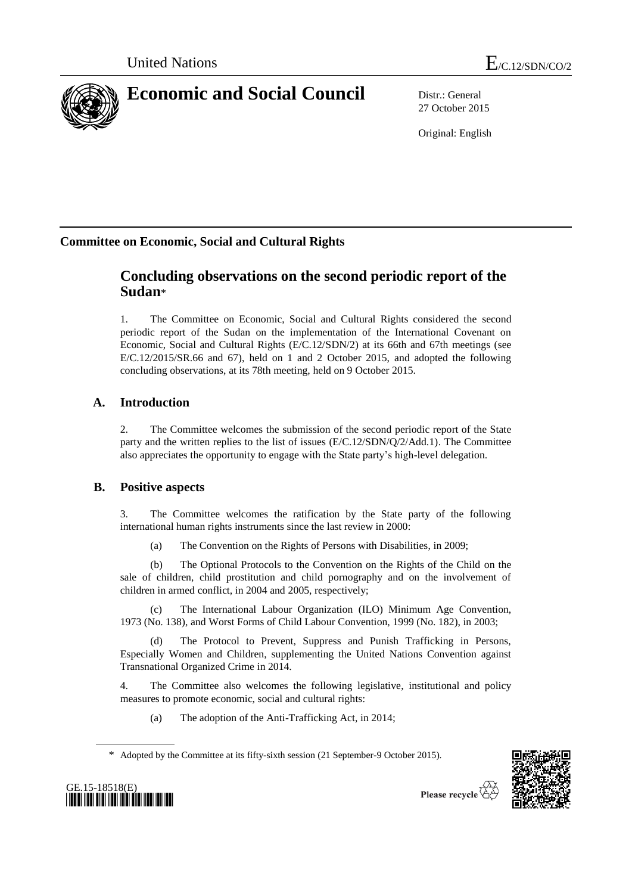United Nations E/C.12/SDN/CO/2

# Economic and Social Council

Distr.: General
27 October 2015

Original: English

## Committee on Economic, Social and Cultural Rights

# Concluding observations on the second periodic report of the Sudan*

1. The Committee on Economic, Social and Cultural Rights considered the second periodic report of the Sudan on the implementation of the International Covenant on Economic, Social and Cultural Rights (E/C.12/SDN/2) at its 66th and 67th meetings (see E/C.12/2015/SR.66 and 67), held on 1 and 2 October 2015, and adopted the following concluding observations, at its 78th meeting, held on 9 October 2015.

## A. Introduction

2. The Committee welcomes the submission of the second periodic report of the State party and the written replies to the list of issues (E/C.12/SDN/Q/2/Add.1). The Committee also appreciates the opportunity to engage with the State party's high-level delegation.

## B. Positive aspects

3. The Committee welcomes the ratification by the State party of the following international human rights instruments since the last review in 2000:

(a) The Convention on the Rights of Persons with Disabilities, in 2009;

(b) The Optional Protocols to the Convention on the Rights of the Child on the sale of children, child prostitution and child pornography and on the involvement of children in armed conflict, in 2004 and 2005, respectively;

(c) The International Labour Organization (ILO) Minimum Age Convention, 1973 (No. 138), and Worst Forms of Child Labour Convention, 1999 (No. 182), in 2003;

(d) The Protocol to Prevent, Suppress and Punish Trafficking in Persons, Especially Women and Children, supplementing the United Nations Convention against Transnational Organized Crime in 2014.

4. The Committee also welcomes the following legislative, institutional and policy measures to promote economic, social and cultural rights:

(a) The adoption of the Anti-Trafficking Act, in 2014;

---

\* Adopted by the Committee at its fifty-sixth session (21 September-9 October 2015).

GE.15-18518(E)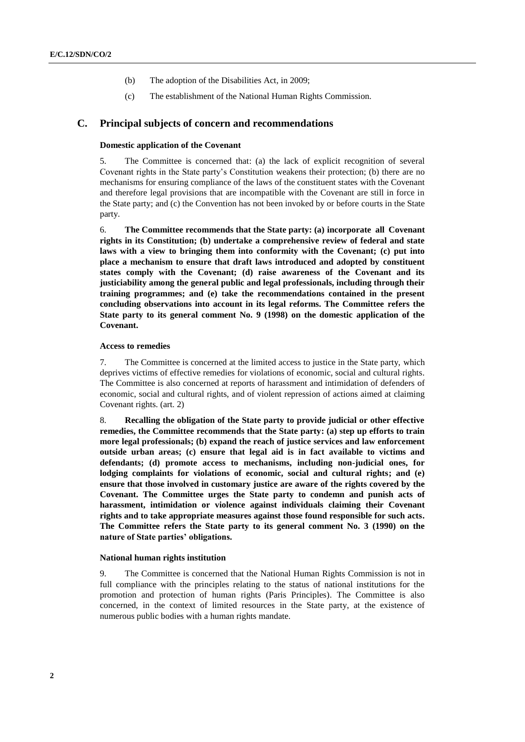(b) The adoption of the Disabilities Act, in 2009;

(c) The establishment of the National Human Rights Commission.

## C. Principal subjects of concern and recommendations

### Domestic application of the Covenant

5. The Committee is concerned that: (a) the lack of explicit recognition of several Covenant rights in the State party's Constitution weakens their protection; (b) there are no mechanisms for ensuring compliance of the laws of the constituent states with the Covenant and therefore legal provisions that are incompatible with the Covenant are still in force in the State party; and (c) the Convention has not been invoked by or before courts in the State party.

6. **The Committee recommends that the State party: (a) incorporate all Covenant rights in its Constitution; (b) undertake a comprehensive review of federal and state laws with a view to bringing them into conformity with the Covenant; (c) put into place a mechanism to ensure that draft laws introduced and adopted by constituent states comply with the Covenant; (d) raise awareness of the Covenant and its justiciability among the general public and legal professionals, including through their training programmes; and (e) take the recommendations contained in the present concluding observations into account in its legal reforms. The Committee refers the State party to its general comment No. 9 (1998) on the domestic application of the Covenant.**

### Access to remedies

7. The Committee is concerned at the limited access to justice in the State party, which deprives victims of effective remedies for violations of economic, social and cultural rights. The Committee is also concerned at reports of harassment and intimidation of defenders of economic, social and cultural rights, and of violent repression of actions aimed at claiming Covenant rights. (art. 2)

8. **Recalling the obligation of the State party to provide judicial or other effective remedies, the Committee recommends that the State party: (a) step up efforts to train more legal professionals; (b) expand the reach of justice services and law enforcement outside urban areas; (c) ensure that legal aid is in fact available to victims and defendants; (d) promote access to mechanisms, including non-judicial ones, for lodging complaints for violations of economic, social and cultural rights; and (e) ensure that those involved in customary justice are aware of the rights covered by the Covenant. The Committee urges the State party to condemn and punish acts of harassment, intimidation or violence against individuals claiming their Covenant rights and to take appropriate measures against those found responsible for such acts. The Committee refers the State party to its general comment No. 3 (1990) on the nature of State parties' obligations.**

### National human rights institution

9. The Committee is concerned that the National Human Rights Commission is not in full compliance with the principles relating to the status of national institutions for the promotion and protection of human rights (Paris Principles). The Committee is also concerned, in the context of limited resources in the State party, at the existence of numerous public bodies with a human rights mandate.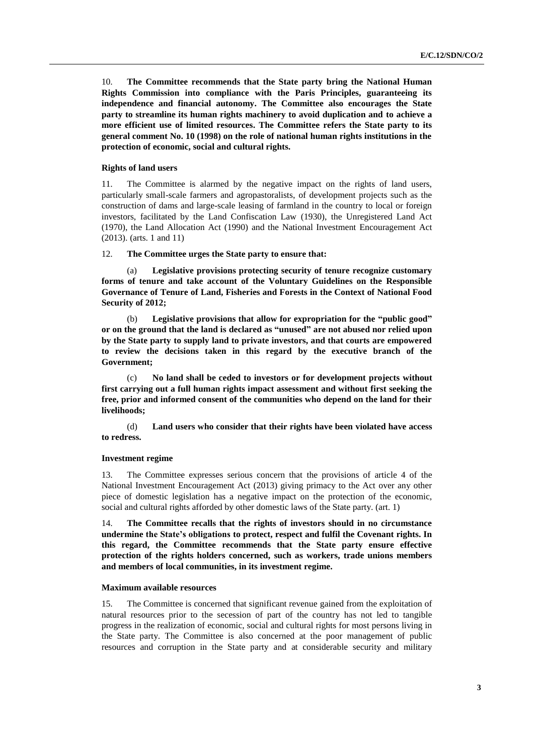10. **The Committee recommends that the State party bring the National Human Rights Commission into compliance with the Paris Principles, guaranteeing its independence and financial autonomy. The Committee also encourages the State party to streamline its human rights machinery to avoid duplication and to achieve a more efficient use of limited resources. The Committee refers the State party to its general comment No. 10 (1998) on the role of national human rights institutions in the protection of economic, social and cultural rights.**

### Rights of land users

11. The Committee is alarmed by the negative impact on the rights of land users, particularly small-scale farmers and agropastoralists, of development projects such as the construction of dams and large-scale leasing of farmland in the country to local or foreign investors, facilitated by the Land Confiscation Law (1930), the Unregistered Land Act (1970), the Land Allocation Act (1990) and the National Investment Encouragement Act (2013). (arts. 1 and 11)

12. **The Committee urges the State party to ensure that:**

(a) **Legislative provisions protecting security of tenure recognize customary forms of tenure and take account of the Voluntary Guidelines on the Responsible Governance of Tenure of Land, Fisheries and Forests in the Context of National Food Security of 2012;**

(b) **Legislative provisions that allow for expropriation for the "public good" or on the ground that the land is declared as "unused" are not abused nor relied upon by the State party to supply land to private investors, and that courts are empowered to review the decisions taken in this regard by the executive branch of the Government;**

(c) **No land shall be ceded to investors or for development projects without first carrying out a full human rights impact assessment and without first seeking the free, prior and informed consent of the communities who depend on the land for their livelihoods;**

(d) **Land users who consider that their rights have been violated have access to redress.**

### Investment regime

13. The Committee expresses serious concern that the provisions of article 4 of the National Investment Encouragement Act (2013) giving primacy to the Act over any other piece of domestic legislation has a negative impact on the protection of the economic, social and cultural rights afforded by other domestic laws of the State party. (art. 1)

14. **The Committee recalls that the rights of investors should in no circumstance undermine the State's obligations to protect, respect and fulfil the Covenant rights. In this regard, the Committee recommends that the State party ensure effective protection of the rights holders concerned, such as workers, trade unions members and members of local communities, in its investment regime.**

### Maximum available resources

15. The Committee is concerned that significant revenue gained from the exploitation of natural resources prior to the secession of part of the country has not led to tangible progress in the realization of economic, social and cultural rights for most persons living in the State party. The Committee is also concerned at the poor management of public resources and corruption in the State party and at considerable security and military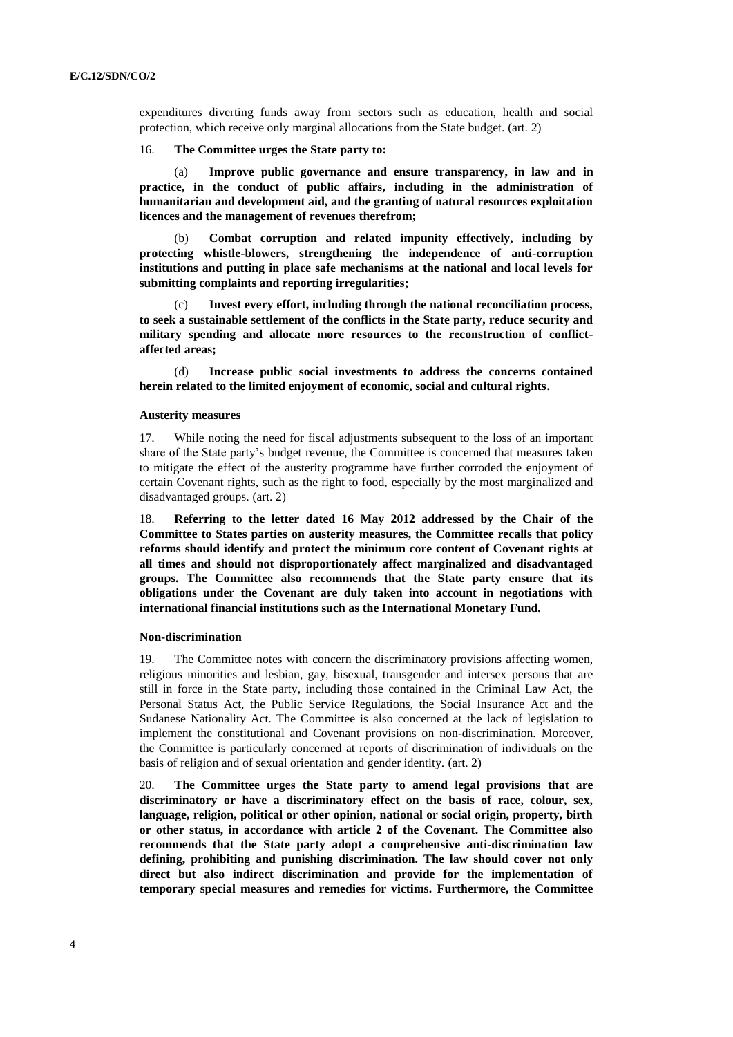expenditures diverting funds away from sectors such as education, health and social protection, which receive only marginal allocations from the State budget. (art. 2)

16. **The Committee urges the State party to:**

(a) **Improve public governance and ensure transparency, in law and in practice, in the conduct of public affairs, including in the administration of humanitarian and development aid, and the granting of natural resources exploitation licences and the management of revenues therefrom;**

(b) **Combat corruption and related impunity effectively, including by protecting whistle-blowers, strengthening the independence of anti-corruption institutions and putting in place safe mechanisms at the national and local levels for submitting complaints and reporting irregularities;**

(c) **Invest every effort, including through the national reconciliation process, to seek a sustainable settlement of the conflicts in the State party, reduce security and military spending and allocate more resources to the reconstruction of conflict-affected areas;**

(d) **Increase public social investments to address the concerns contained herein related to the limited enjoyment of economic, social and cultural rights.**

### Austerity measures

17. While noting the need for fiscal adjustments subsequent to the loss of an important share of the State party's budget revenue, the Committee is concerned that measures taken to mitigate the effect of the austerity programme have further corroded the enjoyment of certain Covenant rights, such as the right to food, especially by the most marginalized and disadvantaged groups. (art. 2)

18. **Referring to the letter dated 16 May 2012 addressed by the Chair of the Committee to States parties on austerity measures, the Committee recalls that policy reforms should identify and protect the minimum core content of Covenant rights at all times and should not disproportionately affect marginalized and disadvantaged groups. The Committee also recommends that the State party ensure that its obligations under the Covenant are duly taken into account in negotiations with international financial institutions such as the International Monetary Fund.**

### Non-discrimination

19. The Committee notes with concern the discriminatory provisions affecting women, religious minorities and lesbian, gay, bisexual, transgender and intersex persons that are still in force in the State party, including those contained in the Criminal Law Act, the Personal Status Act, the Public Service Regulations, the Social Insurance Act and the Sudanese Nationality Act. The Committee is also concerned at the lack of legislation to implement the constitutional and Covenant provisions on non-discrimination. Moreover, the Committee is particularly concerned at reports of discrimination of individuals on the basis of religion and of sexual orientation and gender identity. (art. 2)

20. **The Committee urges the State party to amend legal provisions that are discriminatory or have a discriminatory effect on the basis of race, colour, sex, language, religion, political or other opinion, national or social origin, property, birth or other status, in accordance with article 2 of the Covenant. The Committee also recommends that the State party adopt a comprehensive anti-discrimination law defining, prohibiting and punishing discrimination. The law should cover not only direct but also indirect discrimination and provide for the implementation of temporary special measures and remedies for victims. Furthermore, the Committee**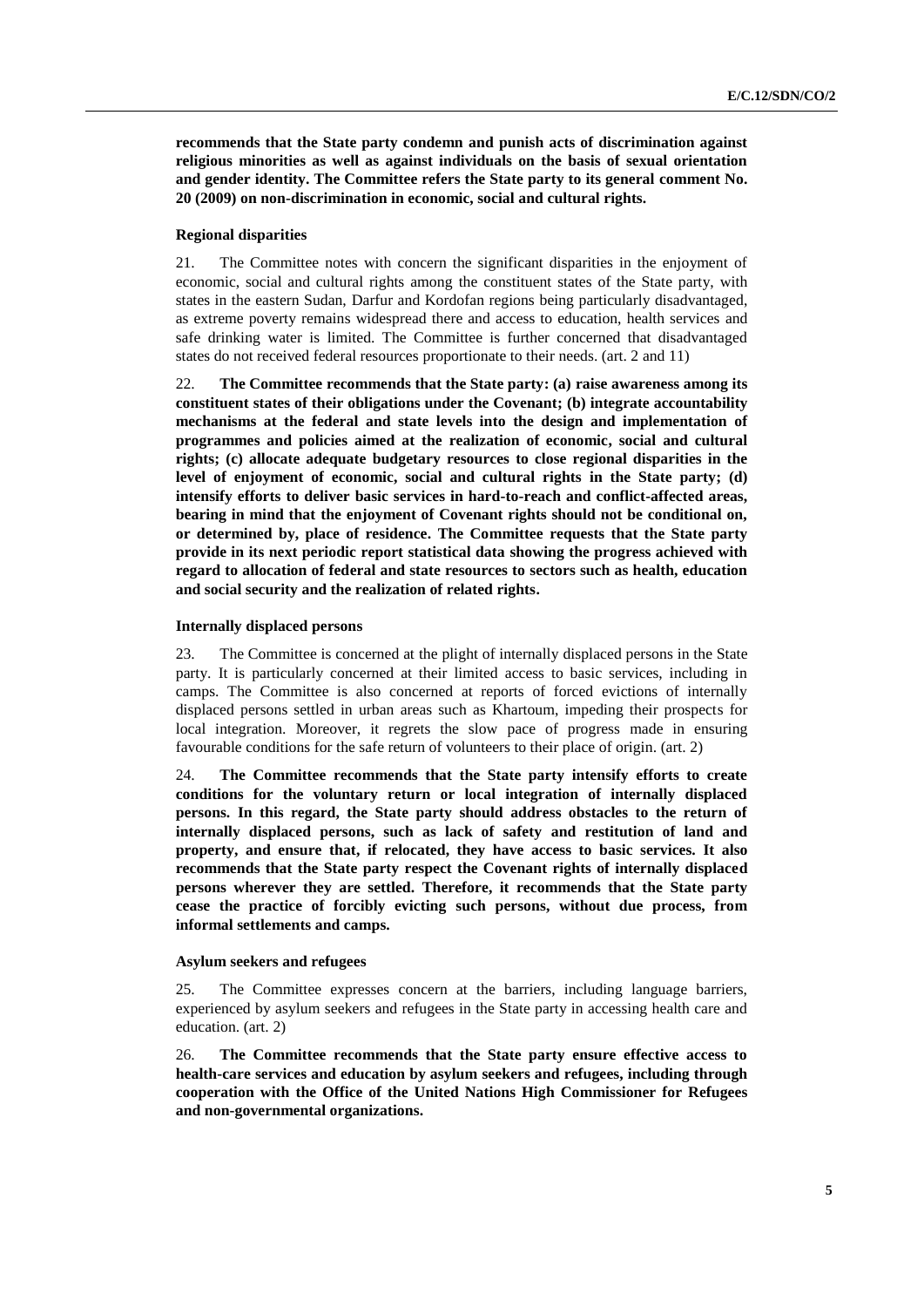**recommends that the State party condemn and punish acts of discrimination against religious minorities as well as against individuals on the basis of sexual orientation and gender identity. The Committee refers the State party to its general comment No. 20 (2009) on non-discrimination in economic, social and cultural rights.**

### Regional disparities

21. The Committee notes with concern the significant disparities in the enjoyment of economic, social and cultural rights among the constituent states of the State party, with states in the eastern Sudan, Darfur and Kordofan regions being particularly disadvantaged, as extreme poverty remains widespread there and access to education, health services and safe drinking water is limited. The Committee is further concerned that disadvantaged states do not received federal resources proportionate to their needs. (art. 2 and 11)

22. **The Committee recommends that the State party: (a) raise awareness among its constituent states of their obligations under the Covenant; (b) integrate accountability mechanisms at the federal and state levels into the design and implementation of programmes and policies aimed at the realization of economic, social and cultural rights; (c) allocate adequate budgetary resources to close regional disparities in the level of enjoyment of economic, social and cultural rights in the State party; (d) intensify efforts to deliver basic services in hard-to-reach and conflict-affected areas, bearing in mind that the enjoyment of Covenant rights should not be conditional on, or determined by, place of residence. The Committee requests that the State party provide in its next periodic report statistical data showing the progress achieved with regard to allocation of federal and state resources to sectors such as health, education and social security and the realization of related rights.**

### Internally displaced persons

23. The Committee is concerned at the plight of internally displaced persons in the State party. It is particularly concerned at their limited access to basic services, including in camps. The Committee is also concerned at reports of forced evictions of internally displaced persons settled in urban areas such as Khartoum, impeding their prospects for local integration. Moreover, it regrets the slow pace of progress made in ensuring favourable conditions for the safe return of volunteers to their place of origin. (art. 2)

24. **The Committee recommends that the State party intensify efforts to create conditions for the voluntary return or local integration of internally displaced persons. In this regard, the State party should address obstacles to the return of internally displaced persons, such as lack of safety and restitution of land and property, and ensure that, if relocated, they have access to basic services. It also recommends that the State party respect the Covenant rights of internally displaced persons wherever they are settled. Therefore, it recommends that the State party cease the practice of forcibly evicting such persons, without due process, from informal settlements and camps.**

### Asylum seekers and refugees

25. The Committee expresses concern at the barriers, including language barriers, experienced by asylum seekers and refugees in the State party in accessing health care and education. (art. 2)

26. **The Committee recommends that the State party ensure effective access to health-care services and education by asylum seekers and refugees, including through cooperation with the Office of the United Nations High Commissioner for Refugees and non-governmental organizations.**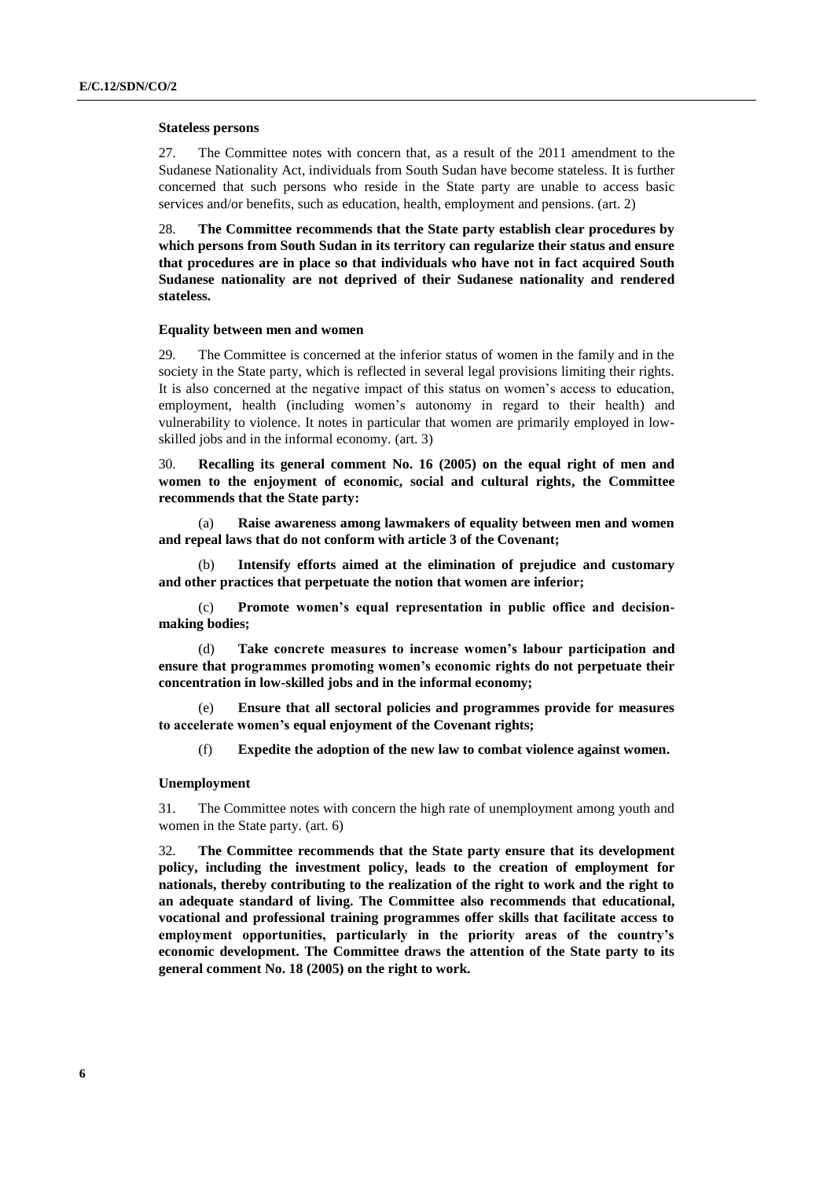### Stateless persons

27. The Committee notes with concern that, as a result of the 2011 amendment to the Sudanese Nationality Act, individuals from South Sudan have become stateless. It is further concerned that such persons who reside in the State party are unable to access basic services and/or benefits, such as education, health, employment and pensions. (art. 2)

28. **The Committee recommends that the State party establish clear procedures by which persons from South Sudan in its territory can regularize their status and ensure that procedures are in place so that individuals who have not in fact acquired South Sudanese nationality are not deprived of their Sudanese nationality and rendered stateless.**

### Equality between men and women

29. The Committee is concerned at the inferior status of women in the family and in the society in the State party, which is reflected in several legal provisions limiting their rights. It is also concerned at the negative impact of this status on women's access to education, employment, health (including women's autonomy in regard to their health) and vulnerability to violence. It notes in particular that women are primarily employed in low-skilled jobs and in the informal economy. (art. 3)

30. **Recalling its general comment No. 16 (2005) on the equal right of men and women to the enjoyment of economic, social and cultural rights, the Committee recommends that the State party:**

(a) **Raise awareness among lawmakers of equality between men and women and repeal laws that do not conform with article 3 of the Covenant;**

(b) **Intensify efforts aimed at the elimination of prejudice and customary and other practices that perpetuate the notion that women are inferior;**

(c) **Promote women's equal representation in public office and decision-making bodies;**

(d) **Take concrete measures to increase women's labour participation and ensure that programmes promoting women's economic rights do not perpetuate their concentration in low-skilled jobs and in the informal economy;**

(e) **Ensure that all sectoral policies and programmes provide for measures to accelerate women's equal enjoyment of the Covenant rights;**

(f) **Expedite the adoption of the new law to combat violence against women.**

### Unemployment

31. The Committee notes with concern the high rate of unemployment among youth and women in the State party. (art. 6)

32. **The Committee recommends that the State party ensure that its development policy, including the investment policy, leads to the creation of employment for nationals, thereby contributing to the realization of the right to work and the right to an adequate standard of living. The Committee also recommends that educational, vocational and professional training programmes offer skills that facilitate access to employment opportunities, particularly in the priority areas of the country's economic development. The Committee draws the attention of the State party to its general comment No. 18 (2005) on the right to work.**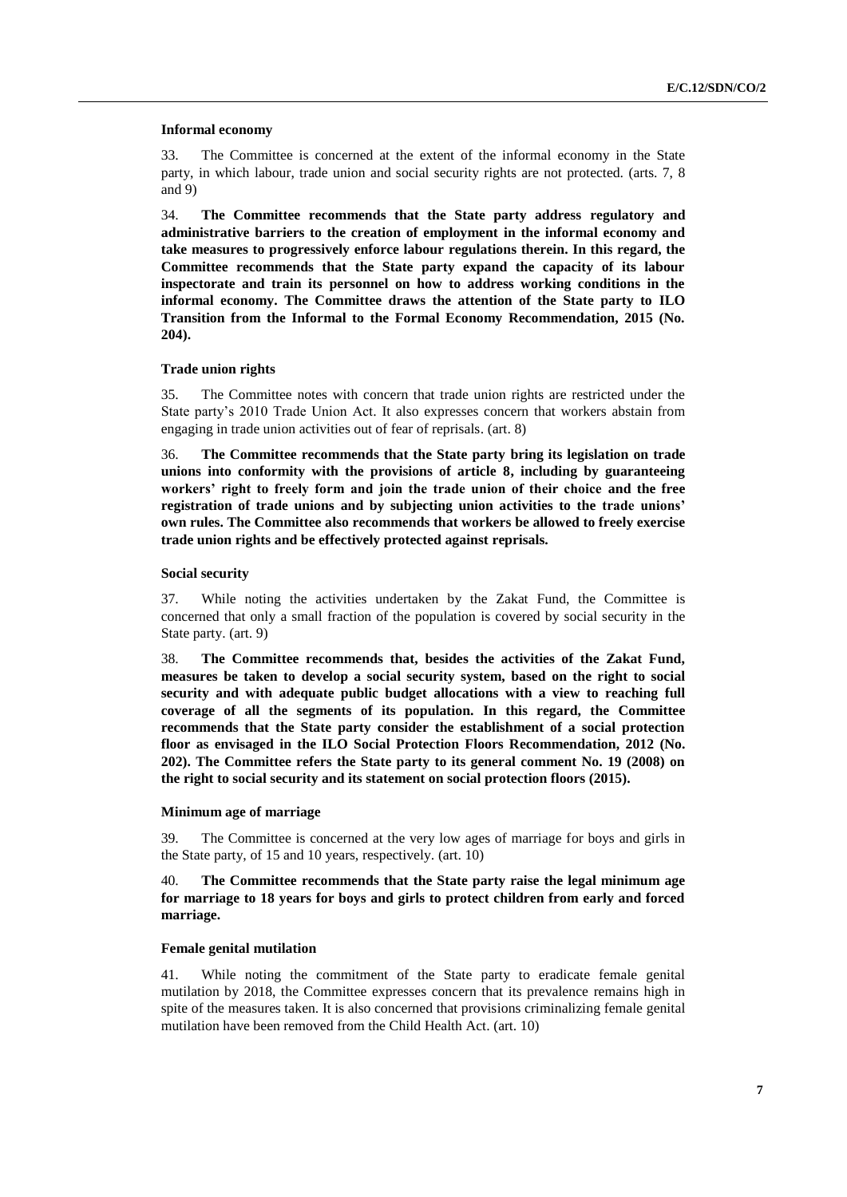### Informal economy

33. The Committee is concerned at the extent of the informal economy in the State party, in which labour, trade union and social security rights are not protected. (arts. 7, 8 and 9)

34. **The Committee recommends that the State party address regulatory and administrative barriers to the creation of employment in the informal economy and take measures to progressively enforce labour regulations therein. In this regard, the Committee recommends that the State party expand the capacity of its labour inspectorate and train its personnel on how to address working conditions in the informal economy. The Committee draws the attention of the State party to ILO Transition from the Informal to the Formal Economy Recommendation, 2015 (No. 204).**

### Trade union rights

35. The Committee notes with concern that trade union rights are restricted under the State party's 2010 Trade Union Act. It also expresses concern that workers abstain from engaging in trade union activities out of fear of reprisals. (art. 8)

36. **The Committee recommends that the State party bring its legislation on trade unions into conformity with the provisions of article 8, including by guaranteeing workers' right to freely form and join the trade union of their choice and the free registration of trade unions and by subjecting union activities to the trade unions' own rules. The Committee also recommends that workers be allowed to freely exercise trade union rights and be effectively protected against reprisals.**

### Social security

37. While noting the activities undertaken by the Zakat Fund, the Committee is concerned that only a small fraction of the population is covered by social security in the State party. (art. 9)

38. **The Committee recommends that, besides the activities of the Zakat Fund, measures be taken to develop a social security system, based on the right to social security and with adequate public budget allocations with a view to reaching full coverage of all the segments of its population. In this regard, the Committee recommends that the State party consider the establishment of a social protection floor as envisaged in the ILO Social Protection Floors Recommendation, 2012 (No. 202). The Committee refers the State party to its general comment No. 19 (2008) on the right to social security and its statement on social protection floors (2015).**

### Minimum age of marriage

39. The Committee is concerned at the very low ages of marriage for boys and girls in the State party, of 15 and 10 years, respectively. (art. 10)

40. **The Committee recommends that the State party raise the legal minimum age for marriage to 18 years for boys and girls to protect children from early and forced marriage.**

### Female genital mutilation

41. While noting the commitment of the State party to eradicate female genital mutilation by 2018, the Committee expresses concern that its prevalence remains high in spite of the measures taken. It is also concerned that provisions criminalizing female genital mutilation have been removed from the Child Health Act. (art. 10)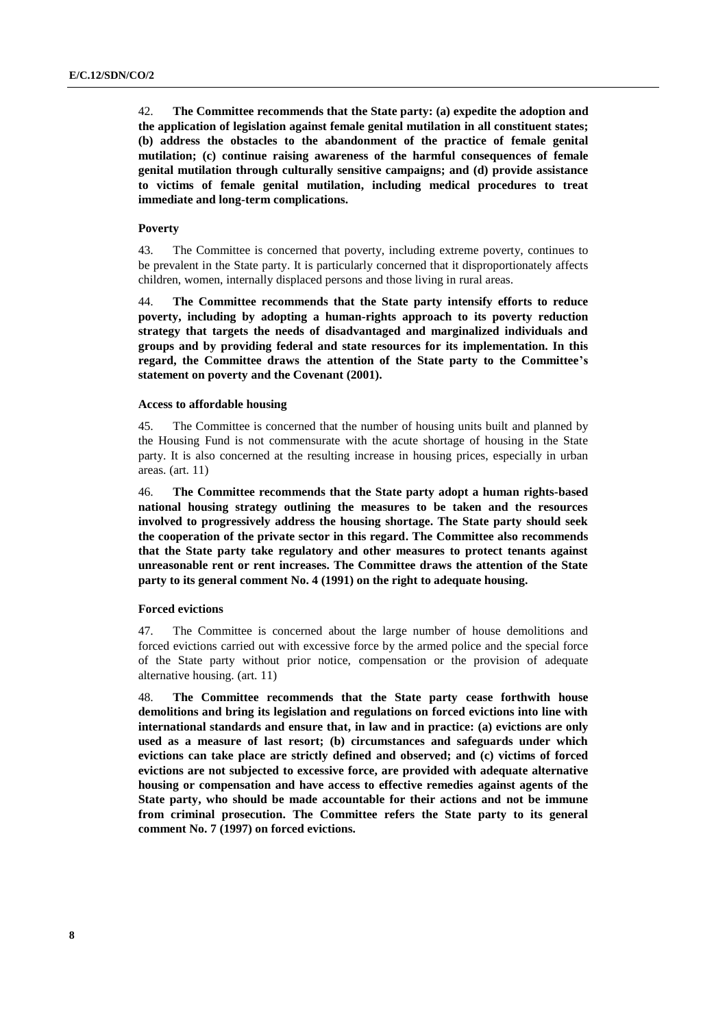42. **The Committee recommends that the State party: (a) expedite the adoption and the application of legislation against female genital mutilation in all constituent states; (b) address the obstacles to the abandonment of the practice of female genital mutilation; (c) continue raising awareness of the harmful consequences of female genital mutilation through culturally sensitive campaigns; and (d) provide assistance to victims of female genital mutilation, including medical procedures to treat immediate and long-term complications.**

#### Poverty

43. The Committee is concerned that poverty, including extreme poverty, continues to be prevalent in the State party. It is particularly concerned that it disproportionately affects children, women, internally displaced persons and those living in rural areas.

44. **The Committee recommends that the State party intensify efforts to reduce poverty, including by adopting a human-rights approach to its poverty reduction strategy that targets the needs of disadvantaged and marginalized individuals and groups and by providing federal and state resources for its implementation. In this regard, the Committee draws the attention of the State party to the Committee's statement on poverty and the Covenant (2001).**

#### Access to affordable housing

45. The Committee is concerned that the number of housing units built and planned by the Housing Fund is not commensurate with the acute shortage of housing in the State party. It is also concerned at the resulting increase in housing prices, especially in urban areas. (art. 11)

46. **The Committee recommends that the State party adopt a human rights-based national housing strategy outlining the measures to be taken and the resources involved to progressively address the housing shortage. The State party should seek the cooperation of the private sector in this regard. The Committee also recommends that the State party take regulatory and other measures to protect tenants against unreasonable rent or rent increases. The Committee draws the attention of the State party to its general comment No. 4 (1991) on the right to adequate housing.**

#### Forced evictions

47. The Committee is concerned about the large number of house demolitions and forced evictions carried out with excessive force by the armed police and the special force of the State party without prior notice, compensation or the provision of adequate alternative housing. (art. 11)

48. **The Committee recommends that the State party cease forthwith house demolitions and bring its legislation and regulations on forced evictions into line with international standards and ensure that, in law and in practice: (a) evictions are only used as a measure of last resort; (b) circumstances and safeguards under which evictions can take place are strictly defined and observed; and (c) victims of forced evictions are not subjected to excessive force, are provided with adequate alternative housing or compensation and have access to effective remedies against agents of the State party, who should be made accountable for their actions and not be immune from criminal prosecution. The Committee refers the State party to its general comment No. 7 (1997) on forced evictions.**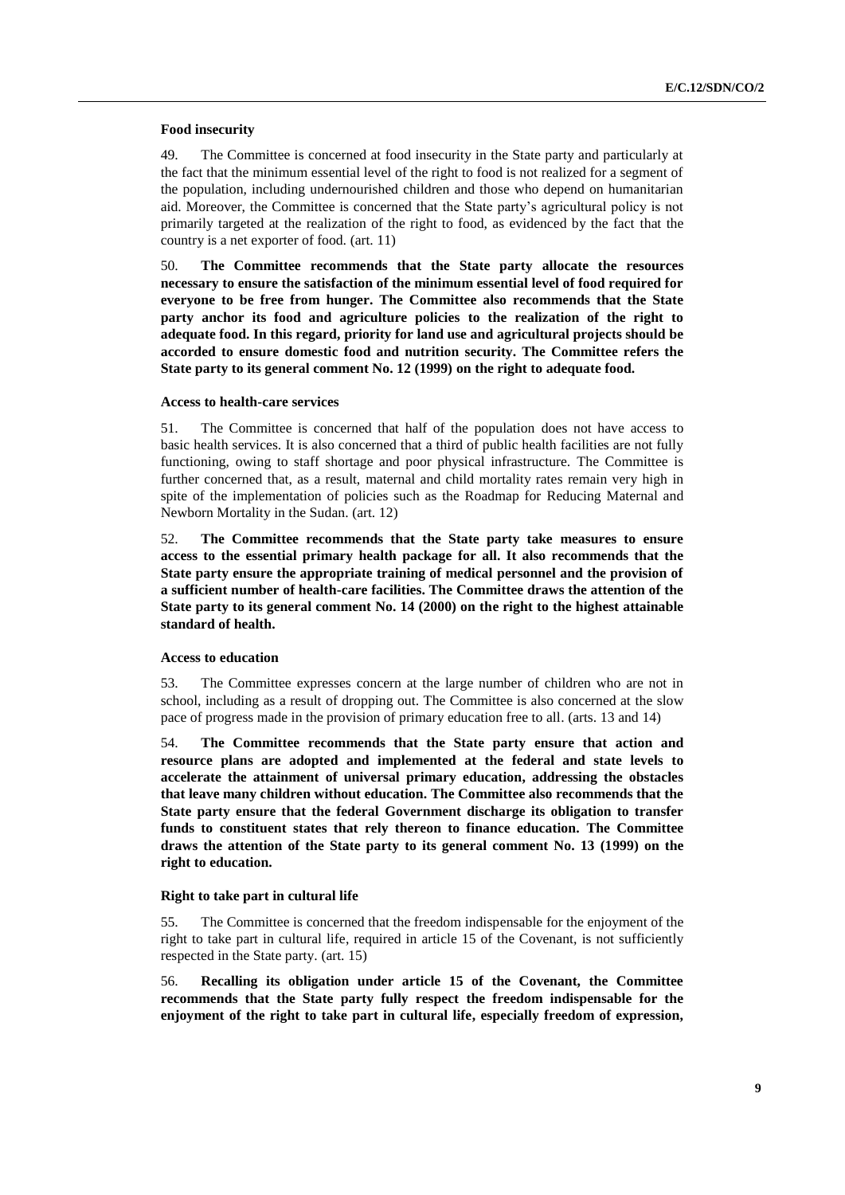### Food insecurity

49. The Committee is concerned at food insecurity in the State party and particularly at the fact that the minimum essential level of the right to food is not realized for a segment of the population, including undernourished children and those who depend on humanitarian aid. Moreover, the Committee is concerned that the State party's agricultural policy is not primarily targeted at the realization of the right to food, as evidenced by the fact that the country is a net exporter of food. (art. 11)

50. **The Committee recommends that the State party allocate the resources necessary to ensure the satisfaction of the minimum essential level of food required for everyone to be free from hunger. The Committee also recommends that the State party anchor its food and agriculture policies to the realization of the right to adequate food. In this regard, priority for land use and agricultural projects should be accorded to ensure domestic food and nutrition security. The Committee refers the State party to its general comment No. 12 (1999) on the right to adequate food.**

### Access to health-care services

51. The Committee is concerned that half of the population does not have access to basic health services. It is also concerned that a third of public health facilities are not fully functioning, owing to staff shortage and poor physical infrastructure. The Committee is further concerned that, as a result, maternal and child mortality rates remain very high in spite of the implementation of policies such as the Roadmap for Reducing Maternal and Newborn Mortality in the Sudan. (art. 12)

52. **The Committee recommends that the State party take measures to ensure access to the essential primary health package for all. It also recommends that the State party ensure the appropriate training of medical personnel and the provision of a sufficient number of health-care facilities. The Committee draws the attention of the State party to its general comment No. 14 (2000) on the right to the highest attainable standard of health.**

### Access to education

53. The Committee expresses concern at the large number of children who are not in school, including as a result of dropping out. The Committee is also concerned at the slow pace of progress made in the provision of primary education free to all. (arts. 13 and 14)

54. **The Committee recommends that the State party ensure that action and resource plans are adopted and implemented at the federal and state levels to accelerate the attainment of universal primary education, addressing the obstacles that leave many children without education. The Committee also recommends that the State party ensure that the federal Government discharge its obligation to transfer funds to constituent states that rely thereon to finance education. The Committee draws the attention of the State party to its general comment No. 13 (1999) on the right to education.**

### Right to take part in cultural life

55. The Committee is concerned that the freedom indispensable for the enjoyment of the right to take part in cultural life, required in article 15 of the Covenant, is not sufficiently respected in the State party. (art. 15)

56. **Recalling its obligation under article 15 of the Covenant, the Committee recommends that the State party fully respect the freedom indispensable for the enjoyment of the right to take part in cultural life, especially freedom of expression,**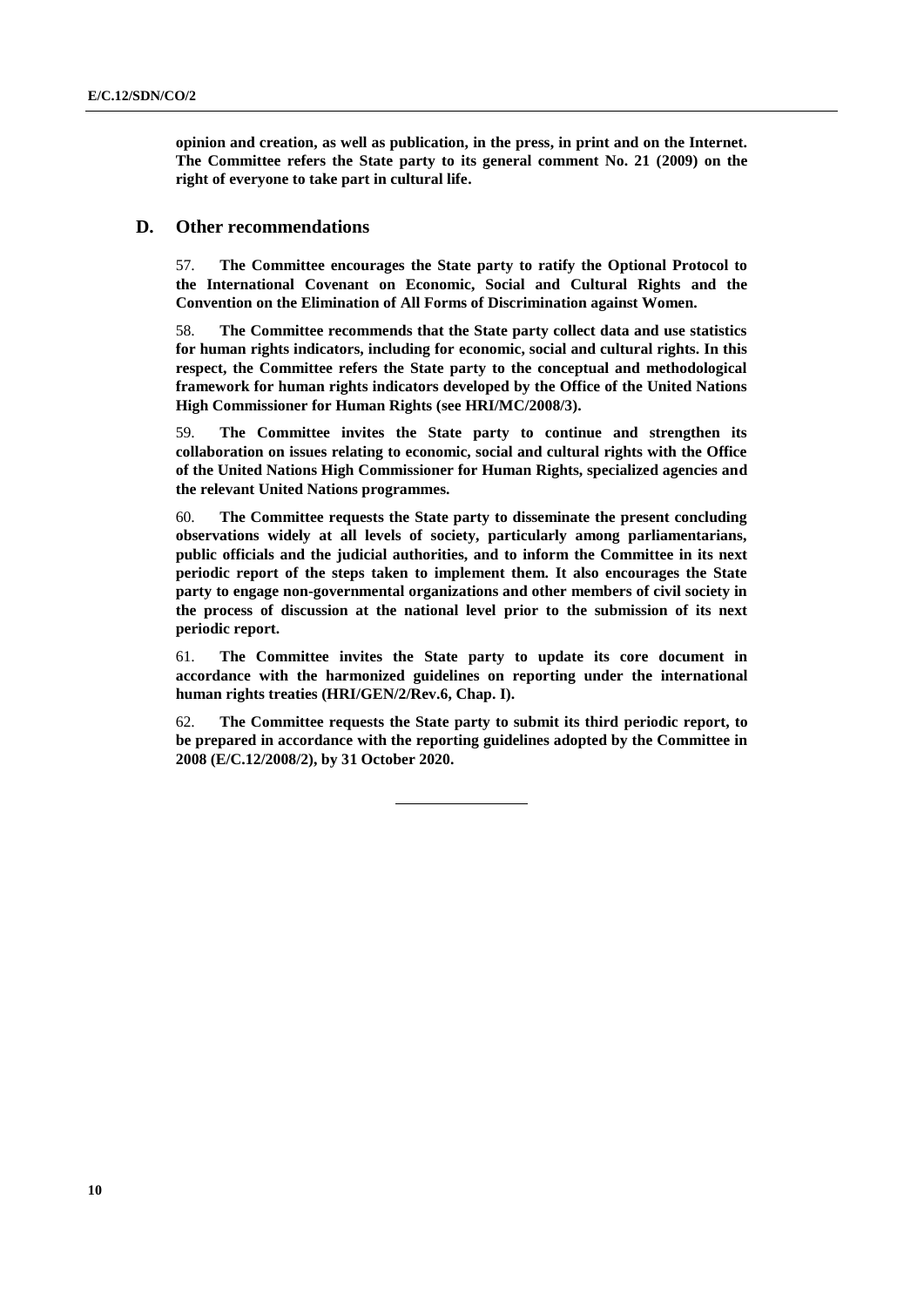**opinion and creation, as well as publication, in the press, in print and on the Internet. The Committee refers the State party to its general comment No. 21 (2009) on the right of everyone to take part in cultural life.**

## D. Other recommendations

57. **The Committee encourages the State party to ratify the Optional Protocol to the International Covenant on Economic, Social and Cultural Rights and the Convention on the Elimination of All Forms of Discrimination against Women.**

58. **The Committee recommends that the State party collect data and use statistics for human rights indicators, including for economic, social and cultural rights. In this respect, the Committee refers the State party to the conceptual and methodological framework for human rights indicators developed by the Office of the United Nations High Commissioner for Human Rights (see HRI/MC/2008/3).**

59. **The Committee invites the State party to continue and strengthen its collaboration on issues relating to economic, social and cultural rights with the Office of the United Nations High Commissioner for Human Rights, specialized agencies and the relevant United Nations programmes.**

60. **The Committee requests the State party to disseminate the present concluding observations widely at all levels of society, particularly among parliamentarians, public officials and the judicial authorities, and to inform the Committee in its next periodic report of the steps taken to implement them. It also encourages the State party to engage non-governmental organizations and other members of civil society in the process of discussion at the national level prior to the submission of its next periodic report.**

61. **The Committee invites the State party to update its core document in accordance with the harmonized guidelines on reporting under the international human rights treaties (HRI/GEN/2/Rev.6, Chap. I).**

62. **The Committee requests the State party to submit its third periodic report, to be prepared in accordance with the reporting guidelines adopted by the Committee in 2008 (E/C.12/2008/2), by 31 October 2020.**